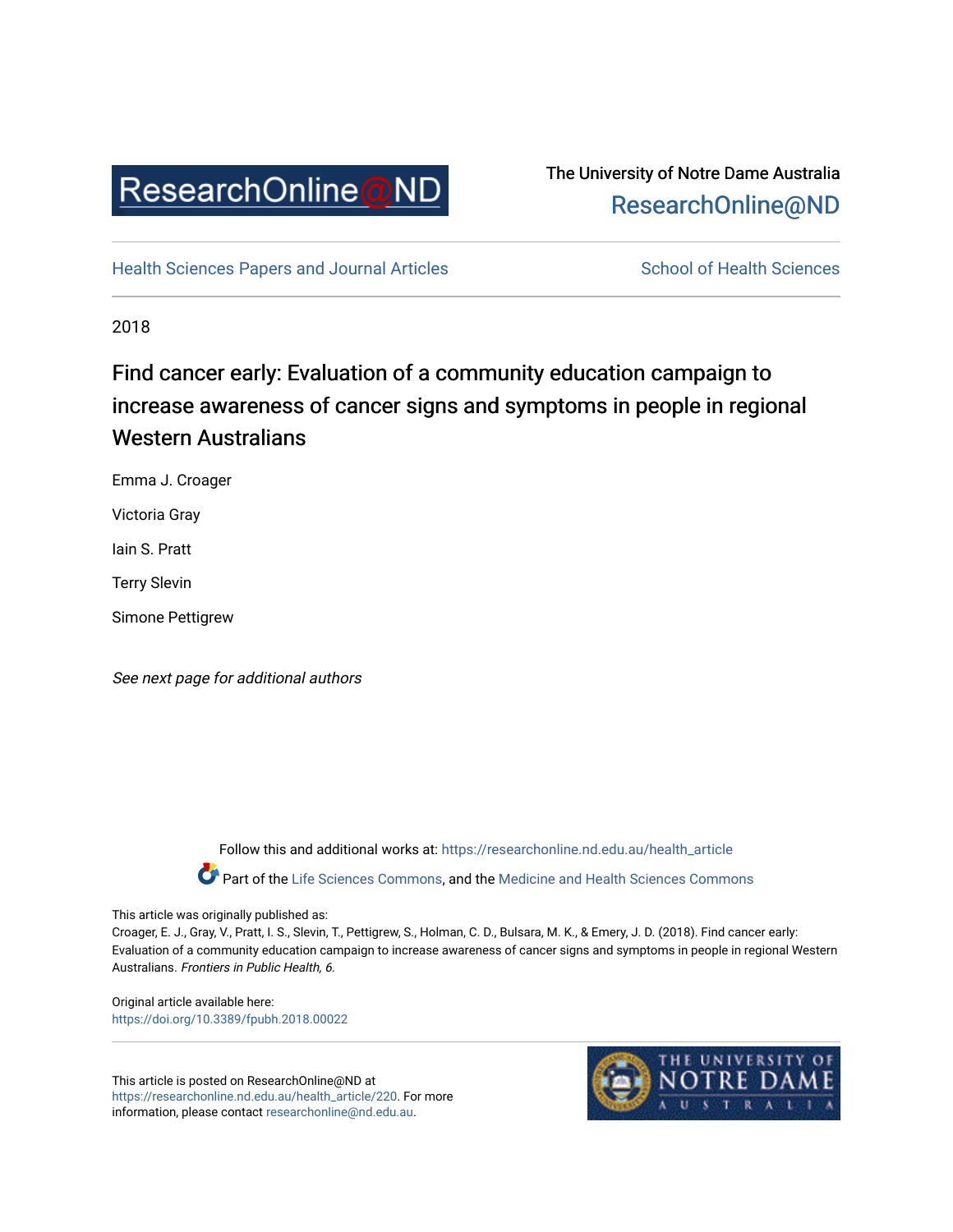ResearchOnline@ND

The University of Notre Dame Australia
ResearchOnline@ND

Health Sciences Papers and Journal Articles | School of Health Sciences

2018

# Find cancer early: Evaluation of a community education campaign to increase awareness of cancer signs and symptoms in people in regional Western Australians

Emma J. Croager

Victoria Gray

Iain S. Pratt

Terry Slevin

Simone Pettigrew

*See next page for additional authors*

Follow this and additional works at: https://researchonline.nd.edu.au/health_article

Part of the Life Sciences Commons, and the Medicine and Health Sciences Commons

This article was originally published as:
Croager, E. J., Gray, V., Pratt, I. S., Slevin, T., Pettigrew, S., Holman, C. D., Bulsara, M. K., & Emery, J. D. (2018). Find cancer early: Evaluation of a community education campaign to increase awareness of cancer signs and symptoms in people in regional Western Australians. *Frontiers in Public Health, 6.*

Original article available here:
https://doi.org/10.3389/fpubh.2018.00022

This article is posted on ResearchOnline@ND at https://researchonline.nd.edu.au/health_article/220. For more information, please contact researchonline@nd.edu.au.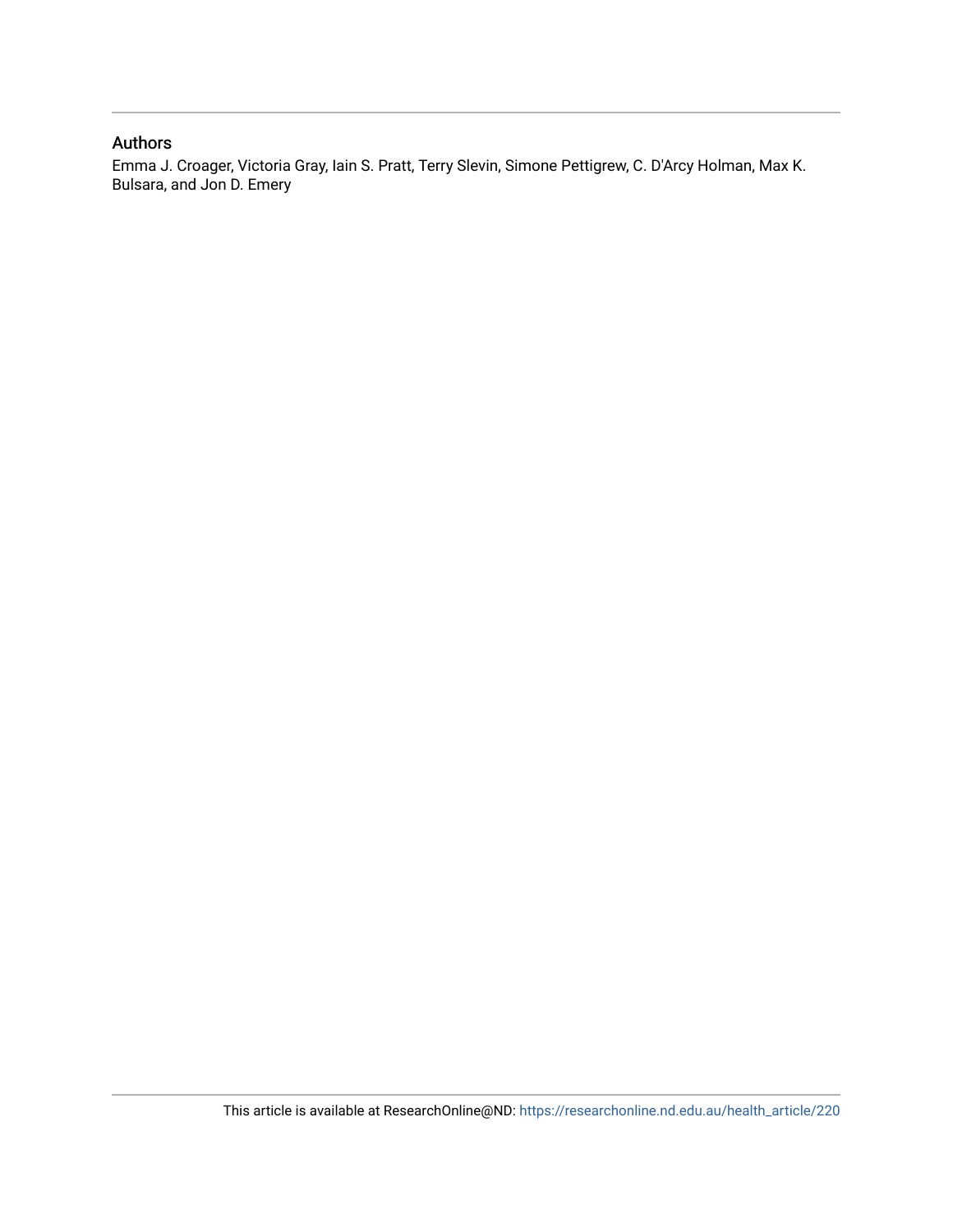## Authors

Emma J. Croager, Victoria Gray, Iain S. Pratt, Terry Slevin, Simone Pettigrew, C. D'Arcy Holman, Max K. Bulsara, and Jon D. Emery

This article is available at ResearchOnline@ND: https://researchonline.nd.edu.au/health_article/220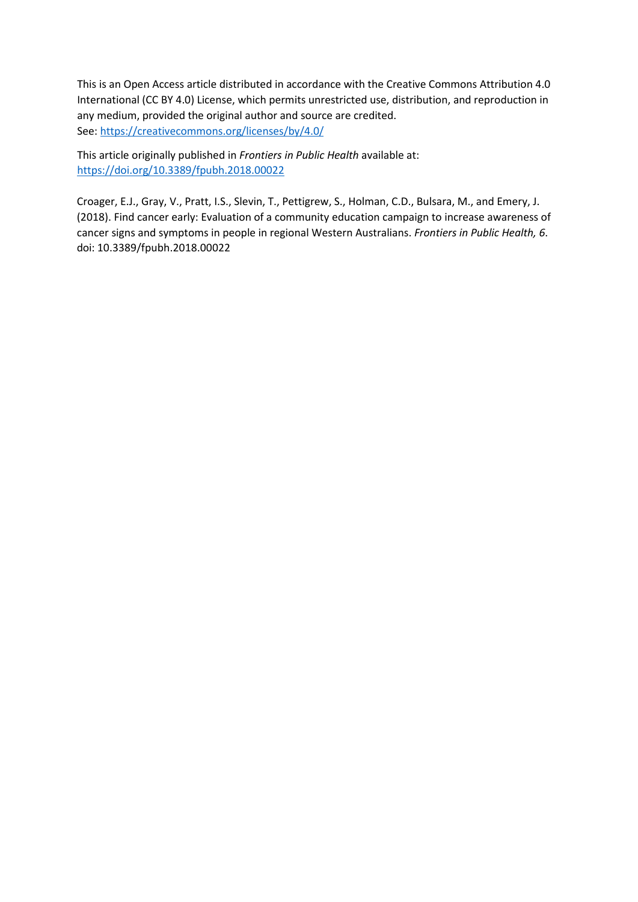This is an Open Access article distributed in accordance with the Creative Commons Attribution 4.0 International (CC BY 4.0) License, which permits unrestricted use, distribution, and reproduction in any medium, provided the original author and source are credited.
See: https://creativecommons.org/licenses/by/4.0/

This article originally published in *Frontiers in Public Health* available at:
https://doi.org/10.3389/fpubh.2018.00022

Croager, E.J., Gray, V., Pratt, I.S., Slevin, T., Pettigrew, S., Holman, C.D., Bulsara, M., and Emery, J. (2018). Find cancer early: Evaluation of a community education campaign to increase awareness of cancer signs and symptoms in people in regional Western Australians. *Frontiers in Public Health, 6*. doi: 10.3389/fpubh.2018.00022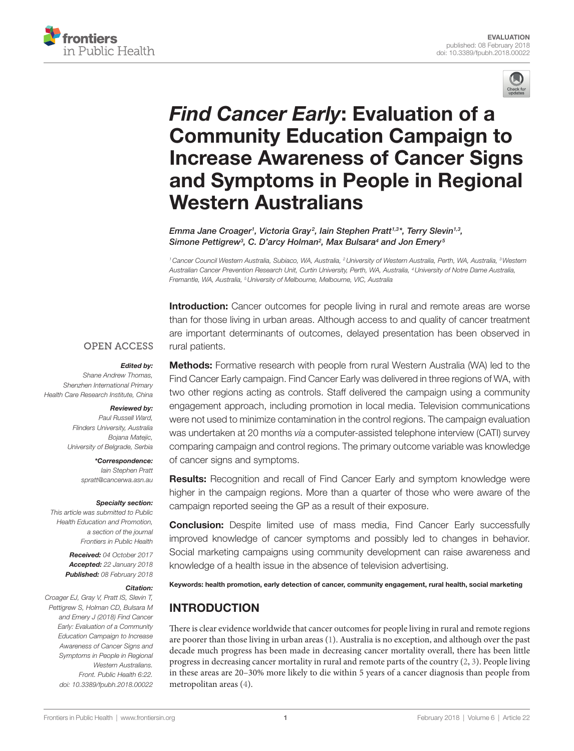# *Find Cancer Early*: Evaluation of a Community Education Campaign to Increase Awareness of Cancer Signs and Symptoms in People in Regional Western Australians

*Emma Jane Croager[1], Victoria Gray[2], Iain Stephen Pratt[1,3]\*, Terry Slevin[1,3], Simone Pettigrew[3], C. D'arcy Holman[2], Max Bulsara[4] and Jon Emery[5]*

[1] Cancer Council Western Australia, Subiaco, WA, Australia, [2] University of Western Australia, Perth, WA, Australia, [3] Western Australian Cancer Prevention Research Unit, Curtin University, Perth, WA, Australia, [4] University of Notre Dame Australia, Fremantle, WA, Australia, [5] University of Melbourne, Melbourne, VIC, Australia

OPEN ACCESS

***Edited by:***
Shane Andrew Thomas,
Shenzhen International Primary Health Care Research Institute, China

***Reviewed by:***
Paul Russell Ward,
Flinders University, Australia
Bojana Matejic,
University of Belgrade, Serbia

***\*Correspondence:***
Iain Stephen Pratt
spratt@cancerwa.asn.au

***Specialty section:***
This article was submitted to Public Health Education and Promotion, a section of the journal Frontiers in Public Health

***Received:*** 04 October 2017
***Accepted:*** 22 January 2018
***Published:*** 08 February 2018

***Citation:***
Croager EJ, Gray V, Pratt IS, Slevin T, Pettigrew S, Holman CD, Bulsara M and Emery J (2018) Find Cancer Early: Evaluation of a Community Education Campaign to Increase Awareness of Cancer Signs and Symptoms in People in Regional Western Australians. Front. Public Health 6:22. doi: 10.3389/fpubh.2018.00022

**Introduction:** Cancer outcomes for people living in rural and remote areas are worse than for those living in urban areas. Although access to and quality of cancer treatment are important determinants of outcomes, delayed presentation has been observed in rural patients.

**Methods:** Formative research with people from rural Western Australia (WA) led to the Find Cancer Early campaign. Find Cancer Early was delivered in three regions of WA, with two other regions acting as controls. Staff delivered the campaign using a community engagement approach, including promotion in local media. Television communications were not used to minimize contamination in the control regions. The campaign evaluation was undertaken at 20 months *via* a computer-assisted telephone interview (CATI) survey comparing campaign and control regions. The primary outcome variable was knowledge of cancer signs and symptoms.

**Results:** Recognition and recall of Find Cancer Early and symptom knowledge were higher in the campaign regions. More than a quarter of those who were aware of the campaign reported seeing the GP as a result of their exposure.

**Conclusion:** Despite limited use of mass media, Find Cancer Early successfully improved knowledge of cancer symptoms and possibly led to changes in behavior. Social marketing campaigns using community development can raise awareness and knowledge of a health issue in the absence of television advertising.

**Keywords: health promotion, early detection of cancer, community engagement, rural health, social marketing**

## INTRODUCTION

There is clear evidence worldwide that cancer outcomes for people living in rural and remote regions are poorer than those living in urban areas (1). Australia is no exception, and although over the past decade much progress has been made in decreasing cancer mortality overall, there has been little progress in decreasing cancer mortality in rural and remote parts of the country (2, 3). People living in these areas are 20–30% more likely to die within 5 years of a cancer diagnosis than people from metropolitan areas (4).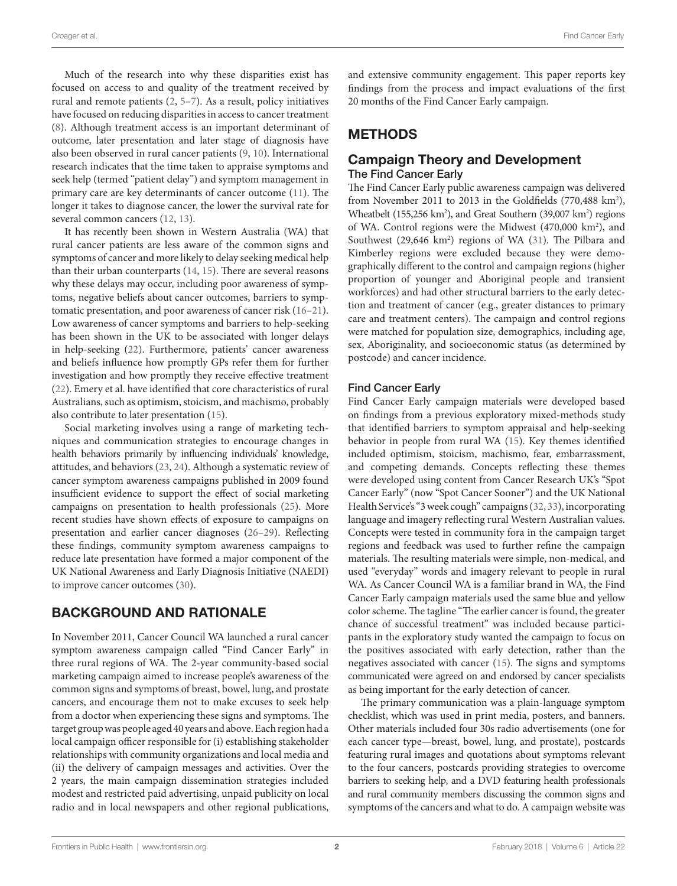Much of the research into why these disparities exist has focused on access to and quality of the treatment received by rural and remote patients (2, 5–7). As a result, policy initiatives have focused on reducing disparities in access to cancer treatment (8). Although treatment access is an important determinant of outcome, later presentation and later stage of diagnosis have also been observed in rural cancer patients (9, 10). International research indicates that the time taken to appraise symptoms and seek help (termed "patient delay") and symptom management in primary care are key determinants of cancer outcome (11). The longer it takes to diagnose cancer, the lower the survival rate for several common cancers (12, 13).

It has recently been shown in Western Australia (WA) that rural cancer patients are less aware of the common signs and symptoms of cancer and more likely to delay seeking medical help than their urban counterparts (14, 15). There are several reasons why these delays may occur, including poor awareness of symptoms, negative beliefs about cancer outcomes, barriers to symptomatic presentation, and poor awareness of cancer risk (16–21). Low awareness of cancer symptoms and barriers to help-seeking has been shown in the UK to be associated with longer delays in help-seeking (22). Furthermore, patients' cancer awareness and beliefs influence how promptly GPs refer them for further investigation and how promptly they receive effective treatment (22). Emery et al. have identified that core characteristics of rural Australians, such as optimism, stoicism, and machismo, probably also contribute to later presentation (15).

Social marketing involves using a range of marketing techniques and communication strategies to encourage changes in health behaviors primarily by influencing individuals' knowledge, attitudes, and behaviors (23, 24). Although a systematic review of cancer symptom awareness campaigns published in 2009 found insufficient evidence to support the effect of social marketing campaigns on presentation to health professionals (25). More recent studies have shown effects of exposure to campaigns on presentation and earlier cancer diagnoses (26–29). Reflecting these findings, community symptom awareness campaigns to reduce late presentation have formed a major component of the UK National Awareness and Early Diagnosis Initiative (NAEDI) to improve cancer outcomes (30).

## BACKGROUND AND RATIONALE

In November 2011, Cancer Council WA launched a rural cancer symptom awareness campaign called "Find Cancer Early" in three rural regions of WA. The 2-year community-based social marketing campaign aimed to increase people's awareness of the common signs and symptoms of breast, bowel, lung, and prostate cancers, and encourage them not to make excuses to seek help from a doctor when experiencing these signs and symptoms. The target group was people aged 40 years and above. Each region had a local campaign officer responsible for (i) establishing stakeholder relationships with community organizations and local media and (ii) the delivery of campaign messages and activities. Over the 2 years, the main campaign dissemination strategies included modest and restricted paid advertising, unpaid publicity on local radio and in local newspapers and other regional publications, and extensive community engagement. This paper reports key findings from the process and impact evaluations of the first 20 months of the Find Cancer Early campaign.

## METHODS

### Campaign Theory and Development

#### The Find Cancer Early

The Find Cancer Early public awareness campaign was delivered from November 2011 to 2013 in the Goldfields (770,488 km$^2$), Wheatbelt (155,256 km$^2$), and Great Southern (39,007 km$^2$) regions of WA. Control regions were the Midwest (470,000 km$^2$), and Southwest (29,646 km$^2$) regions of WA (31). The Pilbara and Kimberley regions were excluded because they were demographically different to the control and campaign regions (higher proportion of younger and Aboriginal people and transient workforces) and had other structural barriers to the early detection and treatment of cancer (e.g., greater distances to primary care and treatment centers). The campaign and control regions were matched for population size, demographics, including age, sex, Aboriginality, and socioeconomic status (as determined by postcode) and cancer incidence.

#### Find Cancer Early

Find Cancer Early campaign materials were developed based on findings from a previous exploratory mixed-methods study that identified barriers to symptom appraisal and help-seeking behavior in people from rural WA (15). Key themes identified included optimism, stoicism, machismo, fear, embarrassment, and competing demands. Concepts reflecting these themes were developed using content from Cancer Research UK's "Spot Cancer Early" (now "Spot Cancer Sooner") and the UK National Health Service's "3 week cough" campaigns (32, 33), incorporating language and imagery reflecting rural Western Australian values. Concepts were tested in community fora in the campaign target regions and feedback was used to further refine the campaign materials. The resulting materials were simple, non-medical, and used "everyday" words and imagery relevant to people in rural WA. As Cancer Council WA is a familiar brand in WA, the Find Cancer Early campaign materials used the same blue and yellow color scheme. The tagline "The earlier cancer is found, the greater chance of successful treatment" was included because participants in the exploratory study wanted the campaign to focus on the positives associated with early detection, rather than the negatives associated with cancer (15). The signs and symptoms communicated were agreed on and endorsed by cancer specialists as being important for the early detection of cancer.

The primary communication was a plain-language symptom checklist, which was used in print media, posters, and banners. Other materials included four 30s radio advertisements (one for each cancer type—breast, bowel, lung, and prostate), postcards featuring rural images and quotations about symptoms relevant to the four cancers, postcards providing strategies to overcome barriers to seeking help, and a DVD featuring health professionals and rural community members discussing the common signs and symptoms of the cancers and what to do. A campaign website was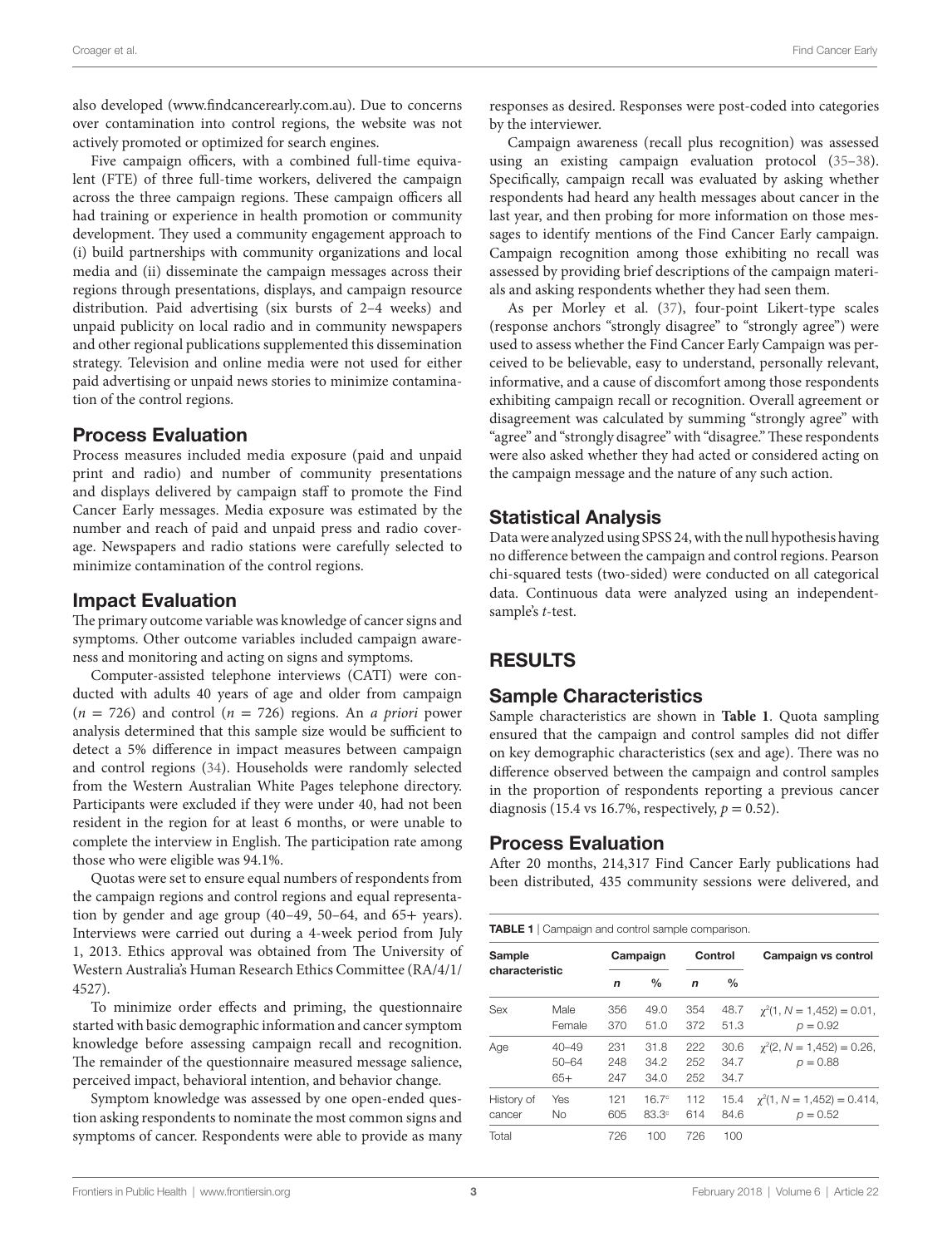also developed (www.findcancerearly.com.au). Due to concerns over contamination into control regions, the website was not actively promoted or optimized for search engines.

Five campaign officers, with a combined full-time equivalent (FTE) of three full-time workers, delivered the campaign across the three campaign regions. These campaign officers all had training or experience in health promotion or community development. They used a community engagement approach to (i) build partnerships with community organizations and local media and (ii) disseminate the campaign messages across their regions through presentations, displays, and campaign resource distribution. Paid advertising (six bursts of 2–4 weeks) and unpaid publicity on local radio and in community newspapers and other regional publications supplemented this dissemination strategy. Television and online media were not used for either paid advertising or unpaid news stories to minimize contamination of the control regions.

## Process Evaluation

Process measures included media exposure (paid and unpaid print and radio) and number of community presentations and displays delivered by campaign staff to promote the Find Cancer Early messages. Media exposure was estimated by the number and reach of paid and unpaid press and radio coverage. Newspapers and radio stations were carefully selected to minimize contamination of the control regions.

## Impact Evaluation

The primary outcome variable was knowledge of cancer signs and symptoms. Other outcome variables included campaign awareness and monitoring and acting on signs and symptoms.

Computer-assisted telephone interviews (CATI) were conducted with adults 40 years of age and older from campaign ($n$ = 726) and control ($n$ = 726) regions. An *a priori* power analysis determined that this sample size would be sufficient to detect a 5% difference in impact measures between campaign and control regions (34). Households were randomly selected from the Western Australian White Pages telephone directory. Participants were excluded if they were under 40, had not been resident in the region for at least 6 months, or were unable to complete the interview in English. The participation rate among those who were eligible was 94.1%.

Quotas were set to ensure equal numbers of respondents from the campaign regions and control regions and equal representation by gender and age group (40–49, 50–64, and 65+ years). Interviews were carried out during a 4-week period from July 1, 2013. Ethics approval was obtained from The University of Western Australia's Human Research Ethics Committee (RA/4/1/4527).

To minimize order effects and priming, the questionnaire started with basic demographic information and cancer symptom knowledge before assessing campaign recall and recognition. The remainder of the questionnaire measured message salience, perceived impact, behavioral intention, and behavior change.

Symptom knowledge was assessed by one open-ended question asking respondents to nominate the most common signs and symptoms of cancer. Respondents were able to provide as many responses as desired. Responses were post-coded into categories by the interviewer.

Campaign awareness (recall plus recognition) was assessed using an existing campaign evaluation protocol (35–38). Specifically, campaign recall was evaluated by asking whether respondents had heard any health messages about cancer in the last year, and then probing for more information on those messages to identify mentions of the Find Cancer Early campaign. Campaign recognition among those exhibiting no recall was assessed by providing brief descriptions of the campaign materials and asking respondents whether they had seen them.

As per Morley et al. (37), four-point Likert-type scales (response anchors "strongly disagree" to "strongly agree") were used to assess whether the Find Cancer Early Campaign was perceived to be believable, easy to understand, personally relevant, informative, and a cause of discomfort among those respondents exhibiting campaign recall or recognition. Overall agreement or disagreement was calculated by summing "strongly agree" with "agree" and "strongly disagree" with "disagree." These respondents were also asked whether they had acted or considered acting on the campaign message and the nature of any such action.

## Statistical Analysis

Data were analyzed using SPSS 24, with the null hypothesis having no difference between the campaign and control regions. Pearson chi-squared tests (two-sided) were conducted on all categorical data. Continuous data were analyzed using an independent-sample's $t$-test.

# RESULTS

## Sample Characteristics

Sample characteristics are shown in **Table 1**. Quota sampling ensured that the campaign and control samples did not differ on key demographic characteristics (sex and age). There was no difference observed between the campaign and control samples in the proportion of respondents reporting a previous cancer diagnosis (15.4 vs 16.7%, respectively, $p$ = 0.52).

## Process Evaluation

After 20 months, 214,317 Find Cancer Early publications had been distributed, 435 community sessions were delivered, and

**TABLE 1** | Campaign and control sample comparison.

| Sample characteristic | | Campaign | | Control | | Campaign vs control |
|---|---|---|---|---|---|---|
| | | ***n*** | **%** | ***n*** | **%** | |
| Sex | Male | 356 | 49.0 | 354 | 48.7 | $\chi^2(1, N = 1{,}452) = 0.01$, $p = 0.92$ |
| | Female | 370 | 51.0 | 372 | 51.3 | |
| Age | 40–49 | 231 | 31.8 | 222 | 30.6 | $\chi^2(2, N = 1{,}452) = 0.26$, $p = 0.88$ |
| | 50–64 | 248 | 34.2 | 252 | 34.7 | |
| | 65+ | 247 | 34.0 | 252 | 34.7 | |
| History of cancer | Yes | 121 | 16.7[c] | 112 | 15.4 | $\chi^2(1, N = 1{,}452) = 0.414$, $p = 0.52$ |
| | No | 605 | 83.3[c] | 614 | 84.6 | |
| Total | | 726 | 100 | 726 | 100 | |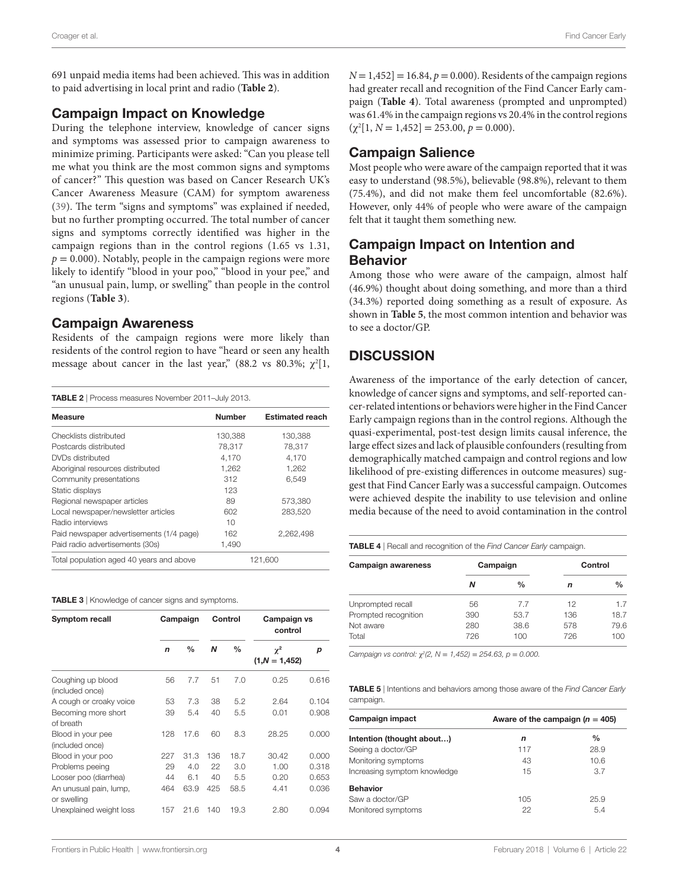691 unpaid media items had been achieved. This was in addition to paid advertising in local print and radio (**Table 2**).

## Campaign Impact on Knowledge

During the telephone interview, knowledge of cancer signs and symptoms was assessed prior to campaign awareness to minimize priming. Participants were asked: "Can you please tell me what you think are the most common signs and symptoms of cancer?" This question was based on Cancer Research UK's Cancer Awareness Measure (CAM) for symptom awareness (39). The term "signs and symptoms" was explained if needed, but no further prompting occurred. The total number of cancer signs and symptoms correctly identified was higher in the campaign regions than in the control regions (1.65 vs 1.31, $p = 0.000$). Notably, people in the campaign regions were more likely to identify "blood in your poo," "blood in your pee," and "an unusual pain, lump, or swelling" than people in the control regions (**Table 3**).

## Campaign Awareness

Residents of the campaign regions were more likely than residents of the control region to have "heard or seen any health message about cancer in the last year," (88.2 vs 80.3%; $\chi^2[1, N = 1,452] = 16.84, p = 0.000$). Residents of the campaign regions had greater recall and recognition of the Find Cancer Early campaign (**Table 4**). Total awareness (prompted and unprompted) was 61.4% in the campaign regions vs 20.4% in the control regions ($\chi^2[1, N = 1,452] = 253.00, p = 0.000$).

**TABLE 2** | Process measures November 2011–July 2013.

| Measure | Number | Estimated reach |
|---|---|---|
| Checklists distributed | 130,388 | 130,388 |
| Postcards distributed | 78,317 | 78,317 |
| DVDs distributed | 4,170 | 4,170 |
| Aboriginal resources distributed | 1,262 | 1,262 |
| Community presentations | 312 | 6,549 |
| Static displays | 123 | |
| Regional newspaper articles | 89 | 573,380 |
| Local newspaper/newsletter articles | 602 | 283,520 |
| Radio interviews | 10 | |
| Paid newspaper advertisements (1/4 page) | 162 | 2,262,498 |
| Paid radio advertisements (30s) | 1,490 | |
| Total population aged 40 years and above | 121,600 | |

**TABLE 3** | Knowledge of cancer signs and symptoms.

| Symptom recall | Campaign | | Control | | Campaign vs control | |
|---|---|---|---|---|---|---|
| | *n* | % | *N* | % | $\chi^2$ (1,*N* = 1,452) | *p* |
| Coughing up blood (included once) | 56 | 7.7 | 51 | 7.0 | 0.25 | 0.616 |
| A cough or croaky voice | 53 | 7.3 | 38 | 5.2 | 2.64 | 0.104 |
| Becoming more short of breath | 39 | 5.4 | 40 | 5.5 | 0.01 | 0.908 |
| Blood in your pee (included once) | 128 | 17.6 | 60 | 8.3 | 28.25 | 0.000 |
| Blood in your poo | 227 | 31.3 | 136 | 18.7 | 30.42 | 0.000 |
| Problems peeing | 29 | 4.0 | 22 | 3.0 | 1.00 | 0.318 |
| Looser poo (diarrhea) | 44 | 6.1 | 40 | 5.5 | 0.20 | 0.653 |
| An unusual pain, lump, or swelling | 464 | 63.9 | 425 | 58.5 | 4.41 | 0.036 |
| Unexplained weight loss | 157 | 21.6 | 140 | 19.3 | 2.80 | 0.094 |

## Campaign Salience

Most people who were aware of the campaign reported that it was easy to understand (98.5%), believable (98.8%), relevant to them (75.4%), and did not make them feel uncomfortable (82.6%). However, only 44% of people who were aware of the campaign felt that it taught them something new.

## Campaign Impact on Intention and Behavior

Among those who were aware of the campaign, almost half (46.9%) thought about doing something, and more than a third (34.3%) reported doing something as a result of exposure. As shown in **Table 5**, the most common intention and behavior was to see a doctor/GP.

# DISCUSSION

Awareness of the importance of the early detection of cancer, knowledge of cancer signs and symptoms, and self-reported cancer-related intentions or behaviors were higher in the Find Cancer Early campaign regions than in the control regions. Although the quasi-experimental, post-test design limits causal inference, the large effect sizes and lack of plausible confounders (resulting from demographically matched campaign and control regions and low likelihood of pre-existing differences in outcome measures) suggest that Find Cancer Early was a successful campaign. Outcomes were achieved despite the inability to use television and online media because of the need to avoid contamination in the control

**TABLE 4** | Recall and recognition of the *Find Cancer Early* campaign.

| Campaign awareness | Campaign | | Control | |
|---|---|---|---|---|
| | *N* | % | *n* | % |
| Unprompted recall | 56 | 7.7 | 12 | 1.7 |
| Prompted recognition | 390 | 53.7 | 136 | 18.7 |
| Not aware | 280 | 38.6 | 578 | 79.6 |
| Total | 726 | 100 | 726 | 100 |

*Campaign vs control: $\chi^2(2, N = 1,452) = 254.63, p = 0.000$.*

**TABLE 5** | Intentions and behaviors among those aware of the *Find Cancer Early* campaign.

| Campaign impact | Aware of the campaign (*n* = 405) | |
|---|---|---|
| **Intention (thought about…)** | *n* | % |
| Seeing a doctor/GP | 117 | 28.9 |
| Monitoring symptoms | 43 | 10.6 |
| Increasing symptom knowledge | 15 | 3.7 |
| **Behavior** | | |
| Saw a doctor/GP | 105 | 25.9 |
| Monitored symptoms | 22 | 5.4 |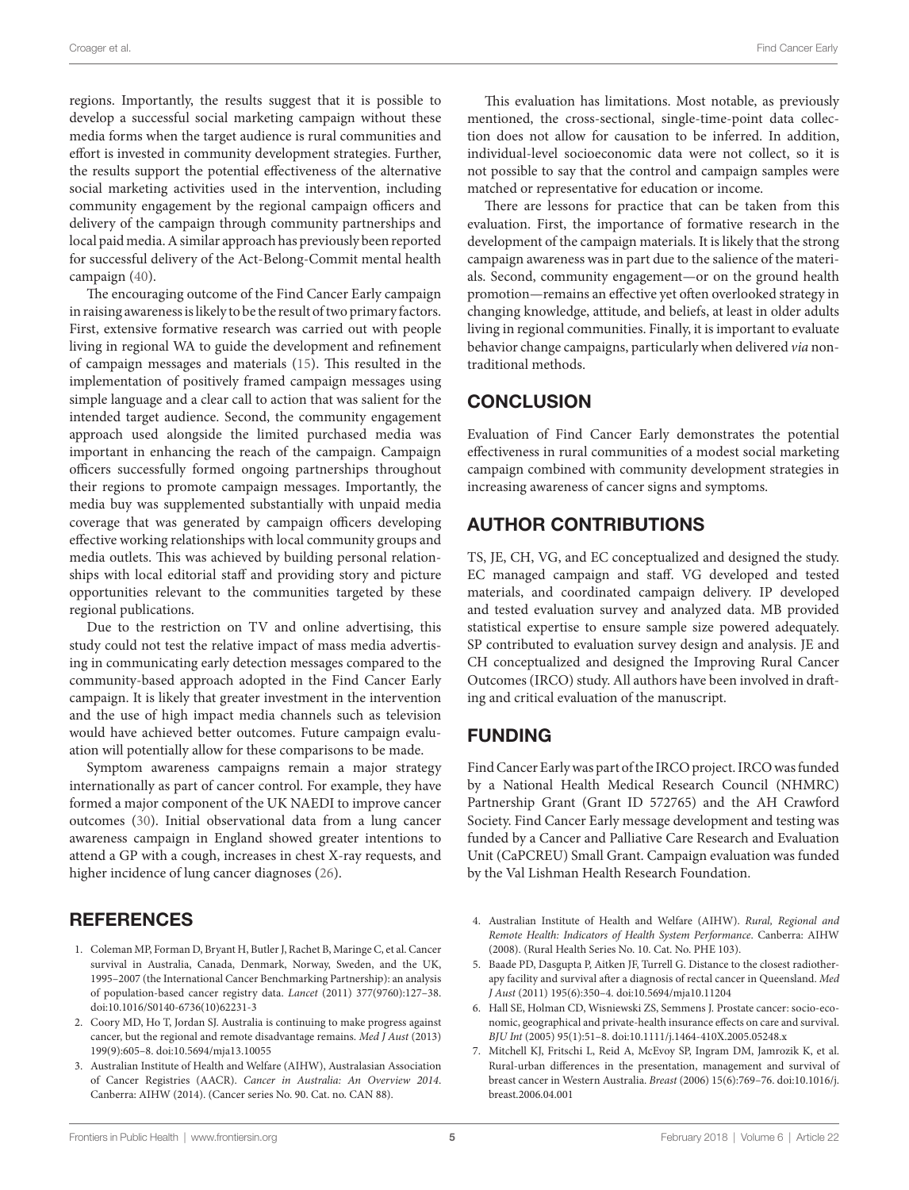regions. Importantly, the results suggest that it is possible to develop a successful social marketing campaign without these media forms when the target audience is rural communities and effort is invested in community development strategies. Further, the results support the potential effectiveness of the alternative social marketing activities used in the intervention, including community engagement by the regional campaign officers and delivery of the campaign through community partnerships and local paid media. A similar approach has previously been reported for successful delivery of the Act-Belong-Commit mental health campaign (40).

The encouraging outcome of the Find Cancer Early campaign in raising awareness is likely to be the result of two primary factors. First, extensive formative research was carried out with people living in regional WA to guide the development and refinement of campaign messages and materials (15). This resulted in the implementation of positively framed campaign messages using simple language and a clear call to action that was salient for the intended target audience. Second, the community engagement approach used alongside the limited purchased media was important in enhancing the reach of the campaign. Campaign officers successfully formed ongoing partnerships throughout their regions to promote campaign messages. Importantly, the media buy was supplemented substantially with unpaid media coverage that was generated by campaign officers developing effective working relationships with local community groups and media outlets. This was achieved by building personal relationships with local editorial staff and providing story and picture opportunities relevant to the communities targeted by these regional publications.

Due to the restriction on TV and online advertising, this study could not test the relative impact of mass media advertising in communicating early detection messages compared to the community-based approach adopted in the Find Cancer Early campaign. It is likely that greater investment in the intervention and the use of high impact media channels such as television would have achieved better outcomes. Future campaign evaluation will potentially allow for these comparisons to be made.

Symptom awareness campaigns remain a major strategy internationally as part of cancer control. For example, they have formed a major component of the UK NAEDI to improve cancer outcomes (30). Initial observational data from a lung cancer awareness campaign in England showed greater intentions to attend a GP with a cough, increases in chest X-ray requests, and higher incidence of lung cancer diagnoses (26).

This evaluation has limitations. Most notable, as previously mentioned, the cross-sectional, single-time-point data collection does not allow for causation to be inferred. In addition, individual-level socioeconomic data were not collect, so it is not possible to say that the control and campaign samples were matched or representative for education or income.

There are lessons for practice that can be taken from this evaluation. First, the importance of formative research in the development of the campaign materials. It is likely that the strong campaign awareness was in part due to the salience of the materials. Second, community engagement—or on the ground health promotion—remains an effective yet often overlooked strategy in changing knowledge, attitude, and beliefs, at least in older adults living in regional communities. Finally, it is important to evaluate behavior change campaigns, particularly when delivered *via* non-traditional methods.

## CONCLUSION

Evaluation of Find Cancer Early demonstrates the potential effectiveness in rural communities of a modest social marketing campaign combined with community development strategies in increasing awareness of cancer signs and symptoms.

## AUTHOR CONTRIBUTIONS

TS, JE, CH, VG, and EC conceptualized and designed the study. EC managed campaign and staff. VG developed and tested materials, and coordinated campaign delivery. IP developed and tested evaluation survey and analyzed data. MB provided statistical expertise to ensure sample size powered adequately. SP contributed to evaluation survey design and analysis. JE and CH conceptualized and designed the Improving Rural Cancer Outcomes (IRCO) study. All authors have been involved in drafting and critical evaluation of the manuscript.

## FUNDING

Find Cancer Early was part of the IRCO project. IRCO was funded by a National Health Medical Research Council (NHMRC) Partnership Grant (Grant ID 572765) and the AH Crawford Society. Find Cancer Early message development and testing was funded by a Cancer and Palliative Care Research and Evaluation Unit (CaPCREU) Small Grant. Campaign evaluation was funded by the Val Lishman Health Research Foundation.

## REFERENCES

1. Coleman MP, Forman D, Bryant H, Butler J, Rachet B, Maringe C, et al. Cancer survival in Australia, Canada, Denmark, Norway, Sweden, and the UK, 1995–2007 (the International Cancer Benchmarking Partnership): an analysis of population-based cancer registry data. *Lancet* (2011) 377(9760):127–38. doi:10.1016/S0140-6736(10)62231-3
2. Coory MD, Ho T, Jordan SJ. Australia is continuing to make progress against cancer, but the regional and remote disadvantage remains. *Med J Aust* (2013) 199(9):605–8. doi:10.5694/mja13.10055
3. Australian Institute of Health and Welfare (AIHW), Australasian Association of Cancer Registries (AACR). *Cancer in Australia: An Overview 2014*. Canberra: AIHW (2014). (Cancer series No. 90. Cat. no. CAN 88).
4. Australian Institute of Health and Welfare (AIHW). *Rural, Regional and Remote Health: Indicators of Health System Performance*. Canberra: AIHW (2008). (Rural Health Series No. 10. Cat. No. PHE 103).
5. Baade PD, Dasgupta P, Aitken JF, Turrell G. Distance to the closest radiotherapy facility and survival after a diagnosis of rectal cancer in Queensland. *Med J Aust* (2011) 195(6):350–4. doi:10.5694/mja10.11204
6. Hall SE, Holman CD, Wisniewski ZS, Semmens J. Prostate cancer: socio-economic, geographical and private-health insurance effects on care and survival. *BJU Int* (2005) 95(1):51–8. doi:10.1111/j.1464-410X.2005.05248.x
7. Mitchell KJ, Fritschi L, Reid A, McEvoy SP, Ingram DM, Jamrozik K, et al. Rural-urban differences in the presentation, management and survival of breast cancer in Western Australia. *Breast* (2006) 15(6):769–76. doi:10.1016/j.breast.2006.04.001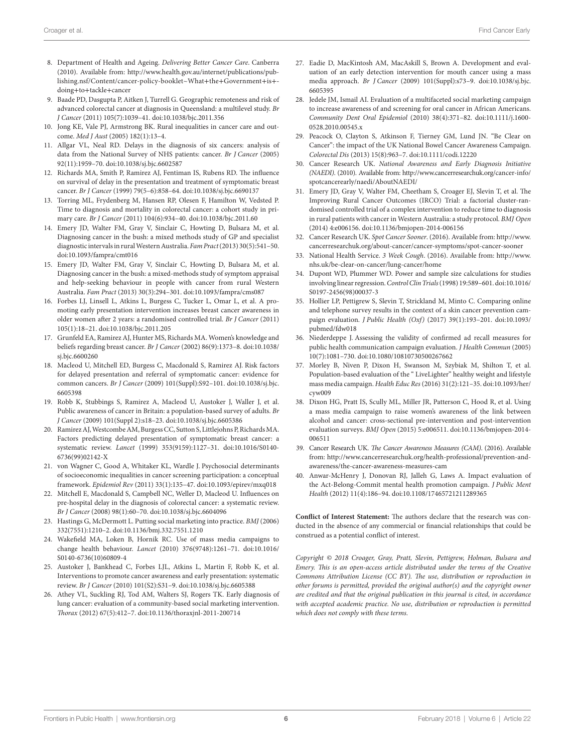8. Department of Health and Ageing. *Delivering Better Cancer Care*. Canberra (2010). Available from: http://www.health.gov.au/internet/publications/publishing.nsf/Content/cancer-policy-booklet~What+the+Government+is+doing+to+tackle+cancer
9. Baade PD, Dasgupta P, Aitken J, Turrell G. Geographic remoteness and risk of advanced colorectal cancer at diagnosis in Queensland: a multilevel study. *Br J Cancer* (2011) 105(7):1039–41. doi:10.1038/bjc.2011.356
10. Jong KE, Vale PJ, Armstrong BK. Rural inequalities in cancer care and outcome. *Med J Aust* (2005) 182(1):13–4.
11. Allgar VL, Neal RD. Delays in the diagnosis of six cancers: analysis of data from the National Survey of NHS patients: cancer. *Br J Cancer* (2005) 92(11):1959–70. doi:10.1038/sj.bjc.6602587
12. Richards MA, Smith P, Ramirez AJ, Fentiman IS, Rubens RD. The influence on survival of delay in the presentation and treatment of symptomatic breast cancer. *Br J Cancer* (1999) 79(5–6):858–64. doi:10.1038/sj.bjc.6690137
13. Torring ML, Frydenberg M, Hansen RP, Olesen F, Hamilton W, Vedsted P. Time to diagnosis and mortality in colorectal cancer: a cohort study in primary care. *Br J Cancer* (2011) 104(6):934–40. doi:10.1038/bjc.2011.60
14. Emery JD, Walter FM, Gray V, Sinclair C, Howting D, Bulsara M, et al. Diagnosing cancer in the bush: a mixed methods study of GP and specialist diagnostic intervals in rural Western Australia. *Fam Pract* (2013) 30(5):541–50. doi:10.1093/fampra/cmt016
15. Emery JD, Walter FM, Gray V, Sinclair C, Howting D, Bulsara M, et al. Diagnosing cancer in the bush: a mixed-methods study of symptom appraisal and help-seeking behaviour in people with cancer from rural Western Australia. *Fam Pract* (2013) 30(3):294–301. doi:10.1093/fampra/cms087
16. Forbes LJ, Linsell L, Atkins L, Burgess C, Tucker L, Omar L, et al. A promoting early presentation intervention increases breast cancer awareness in older women after 2 years: a randomised controlled trial. *Br J Cancer* (2011) 105(1):18–21. doi:10.1038/bjc.2011.205
17. Grunfeld EA, Ramirez AJ, Hunter MS, Richards MA. Women's knowledge and beliefs regarding breast cancer. *Br J Cancer* (2002) 86(9):1373–8. doi:10.1038/sj.bjc.6600260
18. Macleod U, Mitchell ED, Burgess C, Macdonald S, Ramirez AJ. Risk factors for delayed presentation and referral of symptomatic cancer: evidence for common cancers. *Br J Cancer* (2009) 101(Suppl):S92–101. doi:10.1038/sj.bjc.6605398
19. Robb K, Stubbings S, Ramirez A, Macleod U, Austoker J, Waller J, et al. Public awareness of cancer in Britain: a population-based survey of adults. *Br J Cancer* (2009) 101(Suppl 2):s18–23. doi:10.1038/sj.bjc.6605386
20. Ramirez AJ, Westcombe AM, Burgess CC, Sutton S, Littlejohns P, Richards MA. Factors predicting delayed presentation of symptomatic breast cancer: a systematic review. *Lancet* (1999) 353(9159):1127–31. doi:10.1016/S0140-6736(99)02142-X
21. von Wagner C, Good A, Whitaker KL, Wardle J. Psychosocial determinants of socioeconomic inequalities in cancer screening participation: a conceptual framework. *Epidemiol Rev* (2011) 33(1):135–47. doi:10.1093/epirev/mxq018
22. Mitchell E, Macdonald S, Campbell NC, Weller D, Macleod U. Influences on pre-hospital delay in the diagnosis of colorectal cancer: a systematic review. *Br J Cancer* (2008) 98(1):60–70. doi:10.1038/sj.bjc.6604096
23. Hastings G, McDermott L. Putting social marketing into practice. *BMJ* (2006) 332(7551):1210–2. doi:10.1136/bmj.332.7551.1210
24. Wakefield MA, Loken B, Hornik RC. Use of mass media campaigns to change health behaviour. *Lancet* (2010) 376(9748):1261–71. doi:10.1016/S0140-6736(10)60809-4
25. Austoker J, Bankhead C, Forbes LJL, Atkins L, Martin F, Robb K, et al. Interventions to promote cancer awareness and early presentation: systematic review. *Br J Cancer* (2010) 101(S2):S31–9. doi:10.1038/sj.bjc.6605388
26. Athey VL, Suckling RJ, Tod AM, Walters SJ, Rogers TK. Early diagnosis of lung cancer: evaluation of a community-based social marketing intervention. *Thorax* (2012) 67(5):412–7. doi:10.1136/thoraxjnl-2011-200714
27. Eadie D, MacKintosh AM, MacAskill S, Brown A. Development and evaluation of an early detection intervention for mouth cancer using a mass media approach. *Br J Cancer* (2009) 101(Suppl):s73–9. doi:10.1038/sj.bjc.6605395
28. Jedele JM, Ismail AI. Evaluation of a multifaceted social marketing campaign to increase awareness of and screening for oral cancer in African Americans. *Community Dent Oral Epidemiol* (2010) 38(4):371–82. doi:10.1111/j.1600-0528.2010.00545.x
29. Peacock O, Clayton S, Atkinson F, Tierney GM, Lund JN. "Be Clear on Cancer": the impact of the UK National Bowel Cancer Awareness Campaign. *Colorectal Dis* (2013) 15(8):963–7. doi:10.1111/codi.12220
30. Cancer Research UK. *National Awareness and Early Diagnosis Initiative (NAEDI)*. (2010). Available from: http://www.cancerresearchuk.org/cancer-info/spotcancerearly/naedi/AboutNAEDI/
31. Emery JD, Gray V, Walter FM, Cheetham S, Croager EJ, Slevin T, et al. The Improving Rural Cancer Outcomes (IRCO) Trial: a factorial cluster-randomised controlled trial of a complex intervention to reduce time to diagnosis in rural patients with cancer in Western Australia: a study protocol. *BMJ Open* (2014) 4:e006156. doi:10.1136/bmjopen-2014-006156
32. Cancer Research UK. *Spot Cancer Sooner*. (2016). Available from: http://www.cancerresearchuk.org/about-cancer/cancer-symptoms/spot-cancer-sooner
33. National Health Service. *3 Week Cough*. (2016). Available from: http://www.nhs.uk/be-clear-on-cancer/lung-cancer/home
34. Dupont WD, Plummer WD. Power and sample size calculations for studies involving linear regression. *Control Clin Trials* (1998) 19:589–601. doi:10.1016/S0197-2456(98)00037-3
35. Hollier LP, Pettigrew S, Slevin T, Strickland M, Minto C. Comparing online and telephone survey results in the context of a skin cancer prevention campaign evaluation. *J Public Health (Oxf)* (2017) 39(1):193–201. doi:10.1093/pubmed/fdw018
36. Niederdeppe J. Assessing the validity of confirmed ad recall measures for public health communication campaign evaluation. *J Health Commun* (2005) 10(7):1081–730. doi:10.1080/10810730500267662
37. Morley B, Niven P, Dixon H, Swanson M, Szybiak M, Shilton T, et al. Population-based evaluation of the " LiveLighter" healthy weight and lifestyle mass media campaign. *Health Educ Res* (2016) 31(2):121–35. doi:10.1093/her/cyw009
38. Dixon HG, Pratt IS, Scully ML, Miller JR, Patterson C, Hood R, et al. Using a mass media campaign to raise women's awareness of the link between alcohol and cancer: cross-sectional pre-intervention and post-intervention evaluation surveys. *BMJ Open* (2015) 5:e006511. doi:10.1136/bmjopen-2014-006511
39. Cancer Research UK. *The Cancer Awareness Measures (CAM)*. (2016). Available from: http://www.cancerresearchuk.org/health-professional/prevention-and-awareness/the-cancer-awareness-measures-cam
40. Anwar-McHenry J, Donovan RJ, Jalleh G, Laws A. Impact evaluation of the Act-Belong-Commit mental health promotion campaign. *J Public Ment Health* (2012) 11(4):186–94. doi:10.1108/17465721211289365

**Conflict of Interest Statement:** The authors declare that the research was conducted in the absence of any commercial or financial relationships that could be construed as a potential conflict of interest.

*Copyright © 2018 Croager, Gray, Pratt, Slevin, Pettigrew, Holman, Bulsara and Emery. This is an open-access article distributed under the terms of the Creative Commons Attribution License (CC BY). The use, distribution or reproduction in other forums is permitted, provided the original author(s) and the copyright owner are credited and that the original publication in this journal is cited, in accordance with accepted academic practice. No use, distribution or reproduction is permitted which does not comply with these terms.*